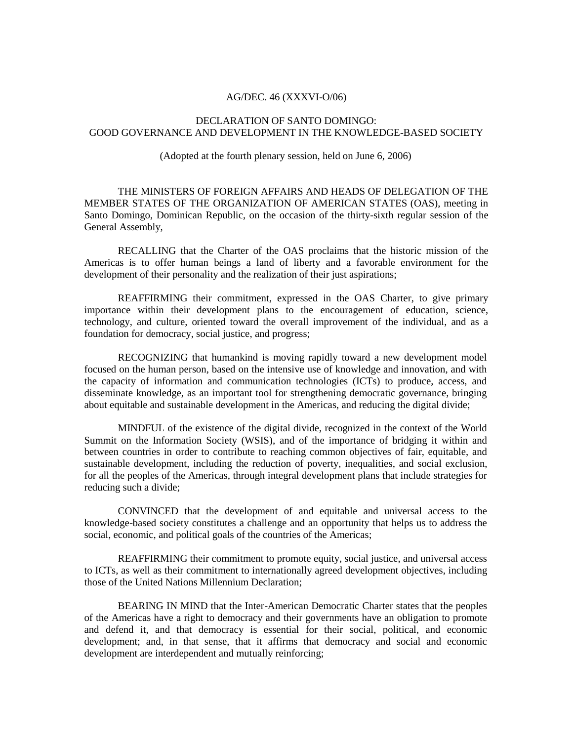AG/DEC. 46 (XXXVI-O/06)

# DECLARATION OF SANTO DOMINGO:
# GOOD GOVERNANCE AND DEVELOPMENT IN THE KNOWLEDGE-BASED SOCIETY

(Adopted at the fourth plenary session, held on June 6, 2006)

THE MINISTERS OF FOREIGN AFFAIRS AND HEADS OF DELEGATION OF THE MEMBER STATES OF THE ORGANIZATION OF AMERICAN STATES (OAS), meeting in Santo Domingo, Dominican Republic, on the occasion of the thirty-sixth regular session of the General Assembly,

RECALLING that the Charter of the OAS proclaims that the historic mission of the Americas is to offer human beings a land of liberty and a favorable environment for the development of their personality and the realization of their just aspirations;

REAFFIRMING their commitment, expressed in the OAS Charter, to give primary importance within their development plans to the encouragement of education, science, technology, and culture, oriented toward the overall improvement of the individual, and as a foundation for democracy, social justice, and progress;

RECOGNIZING that humankind is moving rapidly toward a new development model focused on the human person, based on the intensive use of knowledge and innovation, and with the capacity of information and communication technologies (ICTs) to produce, access, and disseminate knowledge, as an important tool for strengthening democratic governance, bringing about equitable and sustainable development in the Americas, and reducing the digital divide;

MINDFUL of the existence of the digital divide, recognized in the context of the World Summit on the Information Society (WSIS), and of the importance of bridging it within and between countries in order to contribute to reaching common objectives of fair, equitable, and sustainable development, including the reduction of poverty, inequalities, and social exclusion, for all the peoples of the Americas, through integral development plans that include strategies for reducing such a divide;

CONVINCED that the development of and equitable and universal access to the knowledge-based society constitutes a challenge and an opportunity that helps us to address the social, economic, and political goals of the countries of the Americas;

REAFFIRMING their commitment to promote equity, social justice, and universal access to ICTs, as well as their commitment to internationally agreed development objectives, including those of the United Nations Millennium Declaration;

BEARING IN MIND that the Inter-American Democratic Charter states that the peoples of the Americas have a right to democracy and their governments have an obligation to promote and defend it, and that democracy is essential for their social, political, and economic development; and, in that sense, that it affirms that democracy and social and economic development are interdependent and mutually reinforcing;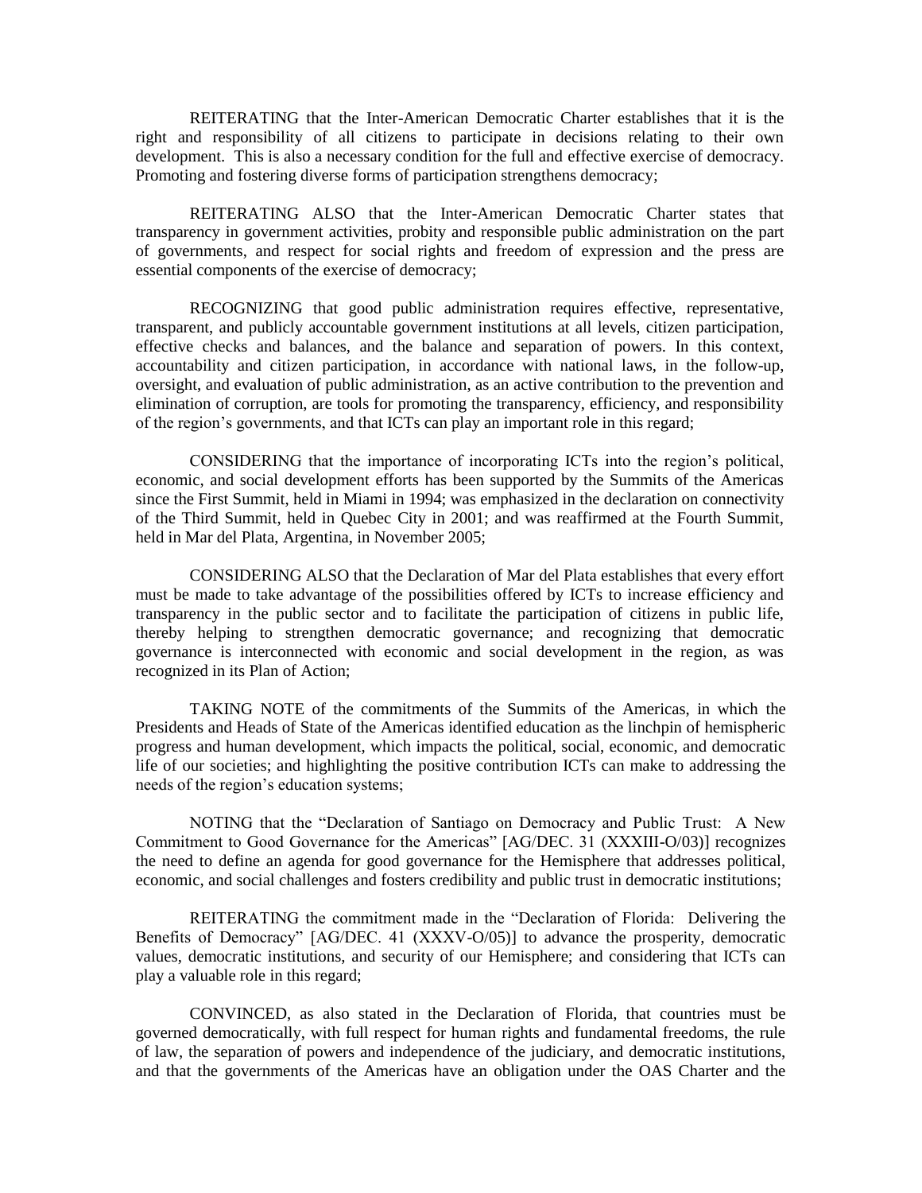REITERATING that the Inter-American Democratic Charter establishes that it is the right and responsibility of all citizens to participate in decisions relating to their own development. This is also a necessary condition for the full and effective exercise of democracy. Promoting and fostering diverse forms of participation strengthens democracy;

REITERATING ALSO that the Inter-American Democratic Charter states that transparency in government activities, probity and responsible public administration on the part of governments, and respect for social rights and freedom of expression and the press are essential components of the exercise of democracy;

RECOGNIZING that good public administration requires effective, representative, transparent, and publicly accountable government institutions at all levels, citizen participation, effective checks and balances, and the balance and separation of powers. In this context, accountability and citizen participation, in accordance with national laws, in the follow-up, oversight, and evaluation of public administration, as an active contribution to the prevention and elimination of corruption, are tools for promoting the transparency, efficiency, and responsibility of the region's governments, and that ICTs can play an important role in this regard;

CONSIDERING that the importance of incorporating ICTs into the region's political, economic, and social development efforts has been supported by the Summits of the Americas since the First Summit, held in Miami in 1994; was emphasized in the declaration on connectivity of the Third Summit, held in Quebec City in 2001; and was reaffirmed at the Fourth Summit, held in Mar del Plata, Argentina, in November 2005;

CONSIDERING ALSO that the Declaration of Mar del Plata establishes that every effort must be made to take advantage of the possibilities offered by ICTs to increase efficiency and transparency in the public sector and to facilitate the participation of citizens in public life, thereby helping to strengthen democratic governance; and recognizing that democratic governance is interconnected with economic and social development in the region, as was recognized in its Plan of Action;

TAKING NOTE of the commitments of the Summits of the Americas, in which the Presidents and Heads of State of the Americas identified education as the linchpin of hemispheric progress and human development, which impacts the political, social, economic, and democratic life of our societies; and highlighting the positive contribution ICTs can make to addressing the needs of the region's education systems;

NOTING that the "Declaration of Santiago on Democracy and Public Trust: A New Commitment to Good Governance for the Americas" [AG/DEC. 31 (XXXIII-O/03)] recognizes the need to define an agenda for good governance for the Hemisphere that addresses political, economic, and social challenges and fosters credibility and public trust in democratic institutions;

REITERATING the commitment made in the "Declaration of Florida: Delivering the Benefits of Democracy" [AG/DEC. 41 (XXXV-O/05)] to advance the prosperity, democratic values, democratic institutions, and security of our Hemisphere; and considering that ICTs can play a valuable role in this regard;

CONVINCED, as also stated in the Declaration of Florida, that countries must be governed democratically, with full respect for human rights and fundamental freedoms, the rule of law, the separation of powers and independence of the judiciary, and democratic institutions, and that the governments of the Americas have an obligation under the OAS Charter and the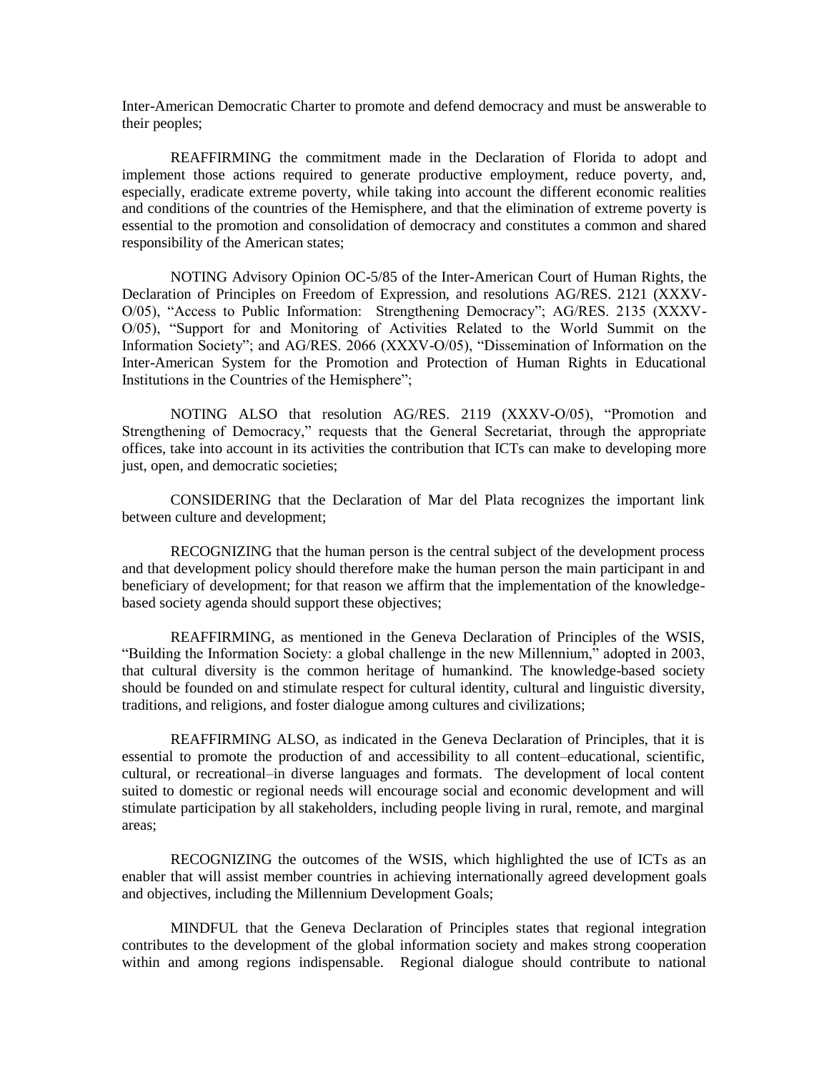Inter-American Democratic Charter to promote and defend democracy and must be answerable to their peoples;

REAFFIRMING the commitment made in the Declaration of Florida to adopt and implement those actions required to generate productive employment, reduce poverty, and, especially, eradicate extreme poverty, while taking into account the different economic realities and conditions of the countries of the Hemisphere, and that the elimination of extreme poverty is essential to the promotion and consolidation of democracy and constitutes a common and shared responsibility of the American states;

NOTING Advisory Opinion OC-5/85 of the Inter-American Court of Human Rights, the Declaration of Principles on Freedom of Expression, and resolutions AG/RES. 2121 (XXXV-O/05), "Access to Public Information: Strengthening Democracy"; AG/RES. 2135 (XXXV-O/05), "Support for and Monitoring of Activities Related to the World Summit on the Information Society"; and AG/RES. 2066 (XXXV-O/05), "Dissemination of Information on the Inter-American System for the Promotion and Protection of Human Rights in Educational Institutions in the Countries of the Hemisphere";

NOTING ALSO that resolution AG/RES. 2119 (XXXV-O/05), "Promotion and Strengthening of Democracy," requests that the General Secretariat, through the appropriate offices, take into account in its activities the contribution that ICTs can make to developing more just, open, and democratic societies;

CONSIDERING that the Declaration of Mar del Plata recognizes the important link between culture and development;

RECOGNIZING that the human person is the central subject of the development process and that development policy should therefore make the human person the main participant in and beneficiary of development; for that reason we affirm that the implementation of the knowledge-based society agenda should support these objectives;

REAFFIRMING, as mentioned in the Geneva Declaration of Principles of the WSIS, "Building the Information Society: a global challenge in the new Millennium," adopted in 2003, that cultural diversity is the common heritage of humankind. The knowledge-based society should be founded on and stimulate respect for cultural identity, cultural and linguistic diversity, traditions, and religions, and foster dialogue among cultures and civilizations;

REAFFIRMING ALSO, as indicated in the Geneva Declaration of Principles, that it is essential to promote the production of and accessibility to all content–educational, scientific, cultural, or recreational–in diverse languages and formats. The development of local content suited to domestic or regional needs will encourage social and economic development and will stimulate participation by all stakeholders, including people living in rural, remote, and marginal areas;

RECOGNIZING the outcomes of the WSIS, which highlighted the use of ICTs as an enabler that will assist member countries in achieving internationally agreed development goals and objectives, including the Millennium Development Goals;

MINDFUL that the Geneva Declaration of Principles states that regional integration contributes to the development of the global information society and makes strong cooperation within and among regions indispensable. Regional dialogue should contribute to national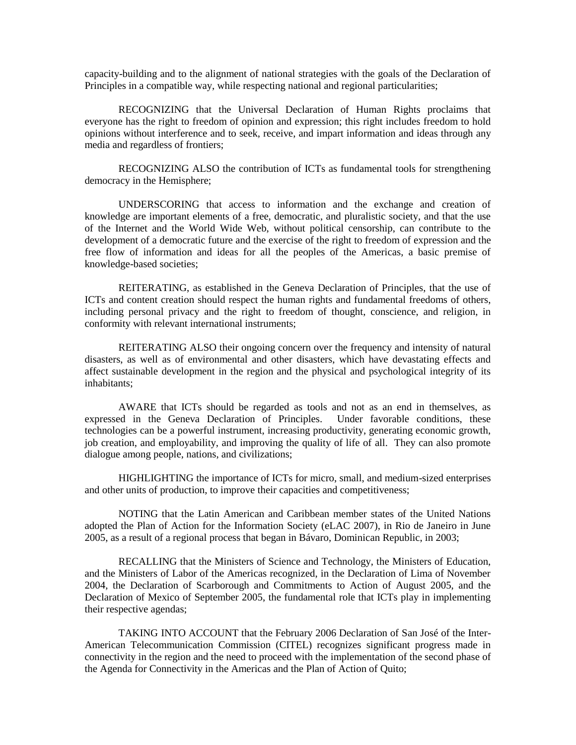capacity-building and to the alignment of national strategies with the goals of the Declaration of Principles in a compatible way, while respecting national and regional particularities;

RECOGNIZING that the Universal Declaration of Human Rights proclaims that everyone has the right to freedom of opinion and expression; this right includes freedom to hold opinions without interference and to seek, receive, and impart information and ideas through any media and regardless of frontiers;

RECOGNIZING ALSO the contribution of ICTs as fundamental tools for strengthening democracy in the Hemisphere;

UNDERSCORING that access to information and the exchange and creation of knowledge are important elements of a free, democratic, and pluralistic society, and that the use of the Internet and the World Wide Web, without political censorship, can contribute to the development of a democratic future and the exercise of the right to freedom of expression and the free flow of information and ideas for all the peoples of the Americas, a basic premise of knowledge-based societies;

REITERATING, as established in the Geneva Declaration of Principles, that the use of ICTs and content creation should respect the human rights and fundamental freedoms of others, including personal privacy and the right to freedom of thought, conscience, and religion, in conformity with relevant international instruments;

REITERATING ALSO their ongoing concern over the frequency and intensity of natural disasters, as well as of environmental and other disasters, which have devastating effects and affect sustainable development in the region and the physical and psychological integrity of its inhabitants;

AWARE that ICTs should be regarded as tools and not as an end in themselves, as expressed in the Geneva Declaration of Principles. Under favorable conditions, these technologies can be a powerful instrument, increasing productivity, generating economic growth, job creation, and employability, and improving the quality of life of all. They can also promote dialogue among people, nations, and civilizations;

HIGHLIGHTING the importance of ICTs for micro, small, and medium-sized enterprises and other units of production, to improve their capacities and competitiveness;

NOTING that the Latin American and Caribbean member states of the United Nations adopted the Plan of Action for the Information Society (eLAC 2007), in Rio de Janeiro in June 2005, as a result of a regional process that began in Bávaro, Dominican Republic, in 2003;

RECALLING that the Ministers of Science and Technology, the Ministers of Education, and the Ministers of Labor of the Americas recognized, in the Declaration of Lima of November 2004, the Declaration of Scarborough and Commitments to Action of August 2005, and the Declaration of Mexico of September 2005, the fundamental role that ICTs play in implementing their respective agendas;

TAKING INTO ACCOUNT that the February 2006 Declaration of San José of the Inter-American Telecommunication Commission (CITEL) recognizes significant progress made in connectivity in the region and the need to proceed with the implementation of the second phase of the Agenda for Connectivity in the Americas and the Plan of Action of Quito;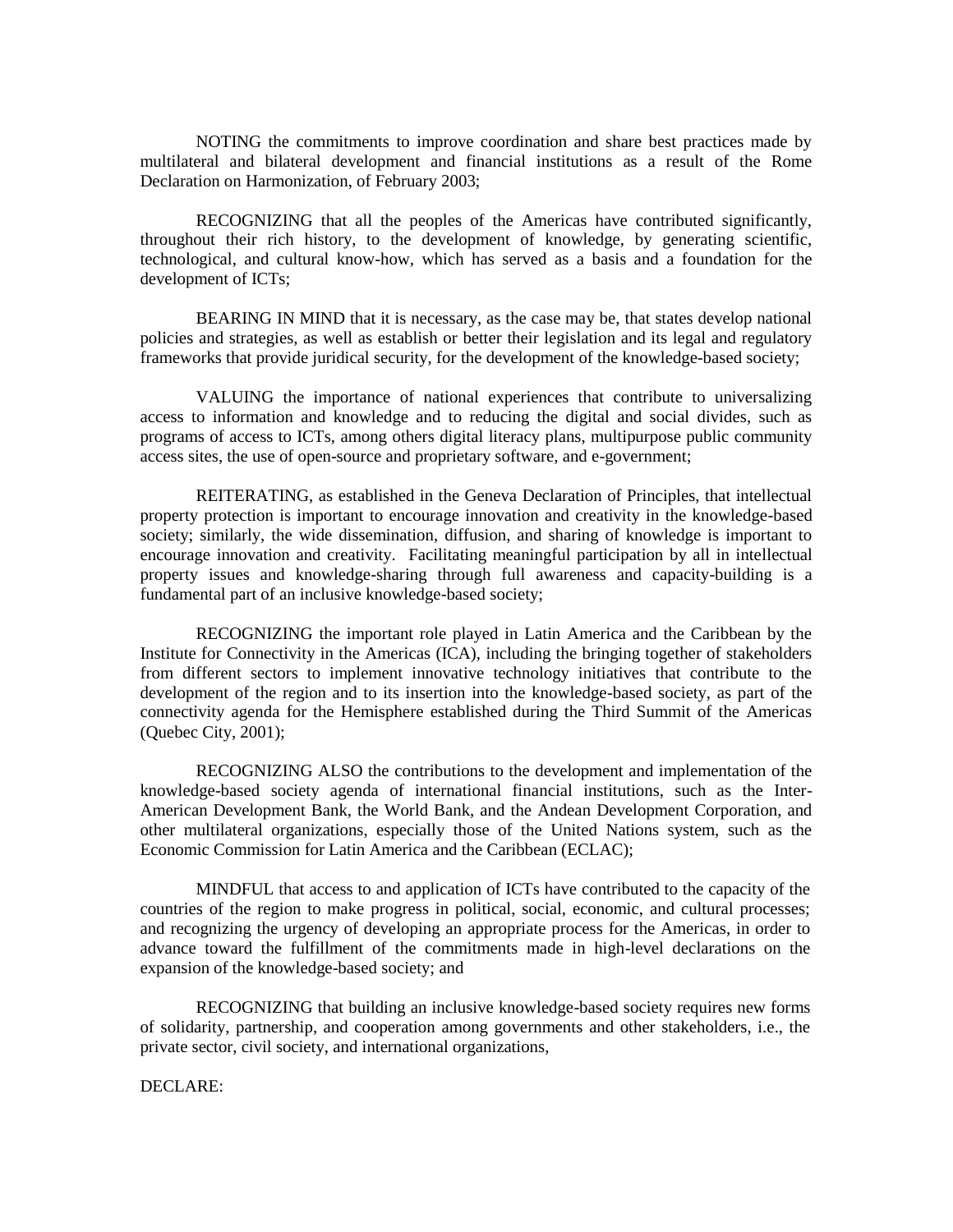NOTING the commitments to improve coordination and share best practices made by multilateral and bilateral development and financial institutions as a result of the Rome Declaration on Harmonization, of February 2003;

RECOGNIZING that all the peoples of the Americas have contributed significantly, throughout their rich history, to the development of knowledge, by generating scientific, technological, and cultural know-how, which has served as a basis and a foundation for the development of ICTs;

BEARING IN MIND that it is necessary, as the case may be, that states develop national policies and strategies, as well as establish or better their legislation and its legal and regulatory frameworks that provide juridical security, for the development of the knowledge-based society;

VALUING the importance of national experiences that contribute to universalizing access to information and knowledge and to reducing the digital and social divides, such as programs of access to ICTs, among others digital literacy plans, multipurpose public community access sites, the use of open-source and proprietary software, and e-government;

REITERATING, as established in the Geneva Declaration of Principles, that intellectual property protection is important to encourage innovation and creativity in the knowledge-based society; similarly, the wide dissemination, diffusion, and sharing of knowledge is important to encourage innovation and creativity. Facilitating meaningful participation by all in intellectual property issues and knowledge-sharing through full awareness and capacity-building is a fundamental part of an inclusive knowledge-based society;

RECOGNIZING the important role played in Latin America and the Caribbean by the Institute for Connectivity in the Americas (ICA), including the bringing together of stakeholders from different sectors to implement innovative technology initiatives that contribute to the development of the region and to its insertion into the knowledge-based society, as part of the connectivity agenda for the Hemisphere established during the Third Summit of the Americas (Quebec City, 2001);

RECOGNIZING ALSO the contributions to the development and implementation of the knowledge-based society agenda of international financial institutions, such as the Inter-American Development Bank, the World Bank, and the Andean Development Corporation, and other multilateral organizations, especially those of the United Nations system, such as the Economic Commission for Latin America and the Caribbean (ECLAC);

MINDFUL that access to and application of ICTs have contributed to the capacity of the countries of the region to make progress in political, social, economic, and cultural processes; and recognizing the urgency of developing an appropriate process for the Americas, in order to advance toward the fulfillment of the commitments made in high-level declarations on the expansion of the knowledge-based society; and

RECOGNIZING that building an inclusive knowledge-based society requires new forms of solidarity, partnership, and cooperation among governments and other stakeholders, i.e., the private sector, civil society, and international organizations,

DECLARE: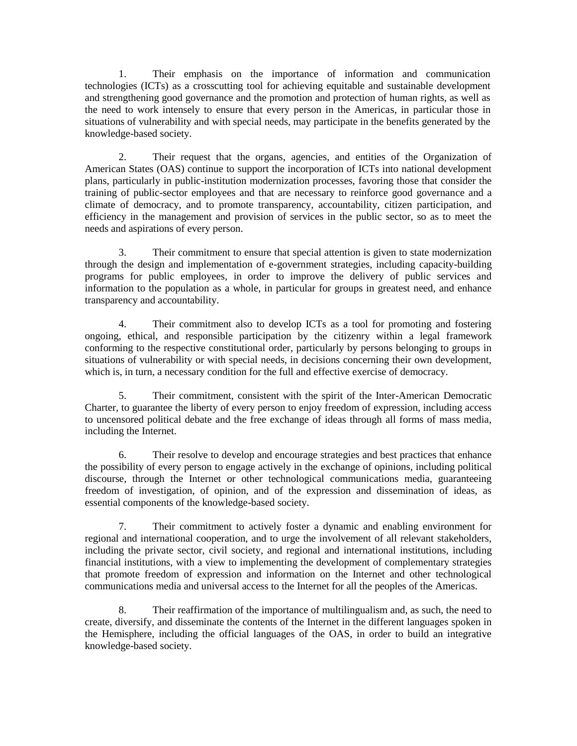1. Their emphasis on the importance of information and communication technologies (ICTs) as a crosscutting tool for achieving equitable and sustainable development and strengthening good governance and the promotion and protection of human rights, as well as the need to work intensely to ensure that every person in the Americas, in particular those in situations of vulnerability and with special needs, may participate in the benefits generated by the knowledge-based society.

2. Their request that the organs, agencies, and entities of the Organization of American States (OAS) continue to support the incorporation of ICTs into national development plans, particularly in public-institution modernization processes, favoring those that consider the training of public-sector employees and that are necessary to reinforce good governance and a climate of democracy, and to promote transparency, accountability, citizen participation, and efficiency in the management and provision of services in the public sector, so as to meet the needs and aspirations of every person.

3. Their commitment to ensure that special attention is given to state modernization through the design and implementation of e-government strategies, including capacity-building programs for public employees, in order to improve the delivery of public services and information to the population as a whole, in particular for groups in greatest need, and enhance transparency and accountability.

4. Their commitment also to develop ICTs as a tool for promoting and fostering ongoing, ethical, and responsible participation by the citizenry within a legal framework conforming to the respective constitutional order, particularly by persons belonging to groups in situations of vulnerability or with special needs, in decisions concerning their own development, which is, in turn, a necessary condition for the full and effective exercise of democracy.

5. Their commitment, consistent with the spirit of the Inter-American Democratic Charter, to guarantee the liberty of every person to enjoy freedom of expression, including access to uncensored political debate and the free exchange of ideas through all forms of mass media, including the Internet.

6. Their resolve to develop and encourage strategies and best practices that enhance the possibility of every person to engage actively in the exchange of opinions, including political discourse, through the Internet or other technological communications media, guaranteeing freedom of investigation, of opinion, and of the expression and dissemination of ideas, as essential components of the knowledge-based society.

7. Their commitment to actively foster a dynamic and enabling environment for regional and international cooperation, and to urge the involvement of all relevant stakeholders, including the private sector, civil society, and regional and international institutions, including financial institutions, with a view to implementing the development of complementary strategies that promote freedom of expression and information on the Internet and other technological communications media and universal access to the Internet for all the peoples of the Americas.

8. Their reaffirmation of the importance of multilingualism and, as such, the need to create, diversify, and disseminate the contents of the Internet in the different languages spoken in the Hemisphere, including the official languages of the OAS, in order to build an integrative knowledge-based society.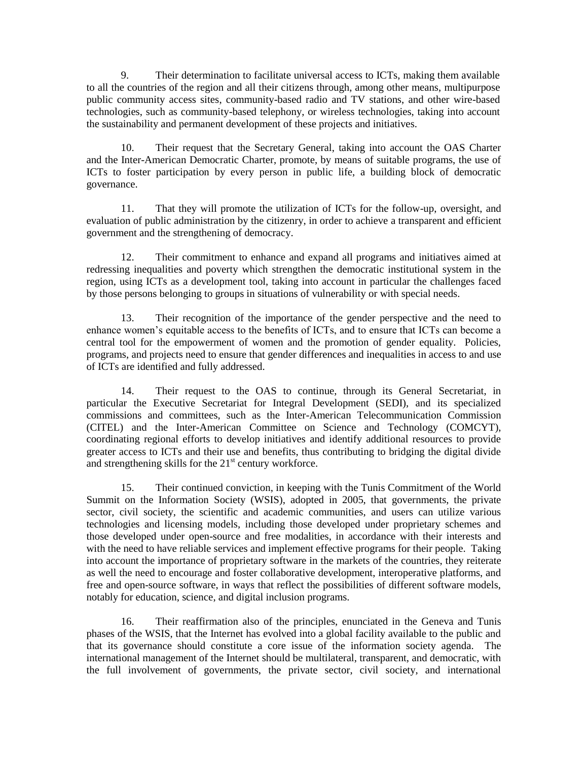9. Their determination to facilitate universal access to ICTs, making them available to all the countries of the region and all their citizens through, among other means, multipurpose public community access sites, community-based radio and TV stations, and other wire-based technologies, such as community-based telephony, or wireless technologies, taking into account the sustainability and permanent development of these projects and initiatives.

10. Their request that the Secretary General, taking into account the OAS Charter and the Inter-American Democratic Charter, promote, by means of suitable programs, the use of ICTs to foster participation by every person in public life, a building block of democratic governance.

11. That they will promote the utilization of ICTs for the follow-up, oversight, and evaluation of public administration by the citizenry, in order to achieve a transparent and efficient government and the strengthening of democracy.

12. Their commitment to enhance and expand all programs and initiatives aimed at redressing inequalities and poverty which strengthen the democratic institutional system in the region, using ICTs as a development tool, taking into account in particular the challenges faced by those persons belonging to groups in situations of vulnerability or with special needs.

13. Their recognition of the importance of the gender perspective and the need to enhance women's equitable access to the benefits of ICTs, and to ensure that ICTs can become a central tool for the empowerment of women and the promotion of gender equality. Policies, programs, and projects need to ensure that gender differences and inequalities in access to and use of ICTs are identified and fully addressed.

14. Their request to the OAS to continue, through its General Secretariat, in particular the Executive Secretariat for Integral Development (SEDI), and its specialized commissions and committees, such as the Inter-American Telecommunication Commission (CITEL) and the Inter-American Committee on Science and Technology (COMCYT), coordinating regional efforts to develop initiatives and identify additional resources to provide greater access to ICTs and their use and benefits, thus contributing to bridging the digital divide and strengthening skills for the 21st century workforce.

15. Their continued conviction, in keeping with the Tunis Commitment of the World Summit on the Information Society (WSIS), adopted in 2005, that governments, the private sector, civil society, the scientific and academic communities, and users can utilize various technologies and licensing models, including those developed under proprietary schemes and those developed under open-source and free modalities, in accordance with their interests and with the need to have reliable services and implement effective programs for their people. Taking into account the importance of proprietary software in the markets of the countries, they reiterate as well the need to encourage and foster collaborative development, interoperative platforms, and free and open-source software, in ways that reflect the possibilities of different software models, notably for education, science, and digital inclusion programs.

16. Their reaffirmation also of the principles, enunciated in the Geneva and Tunis phases of the WSIS, that the Internet has evolved into a global facility available to the public and that its governance should constitute a core issue of the information society agenda. The international management of the Internet should be multilateral, transparent, and democratic, with the full involvement of governments, the private sector, civil society, and international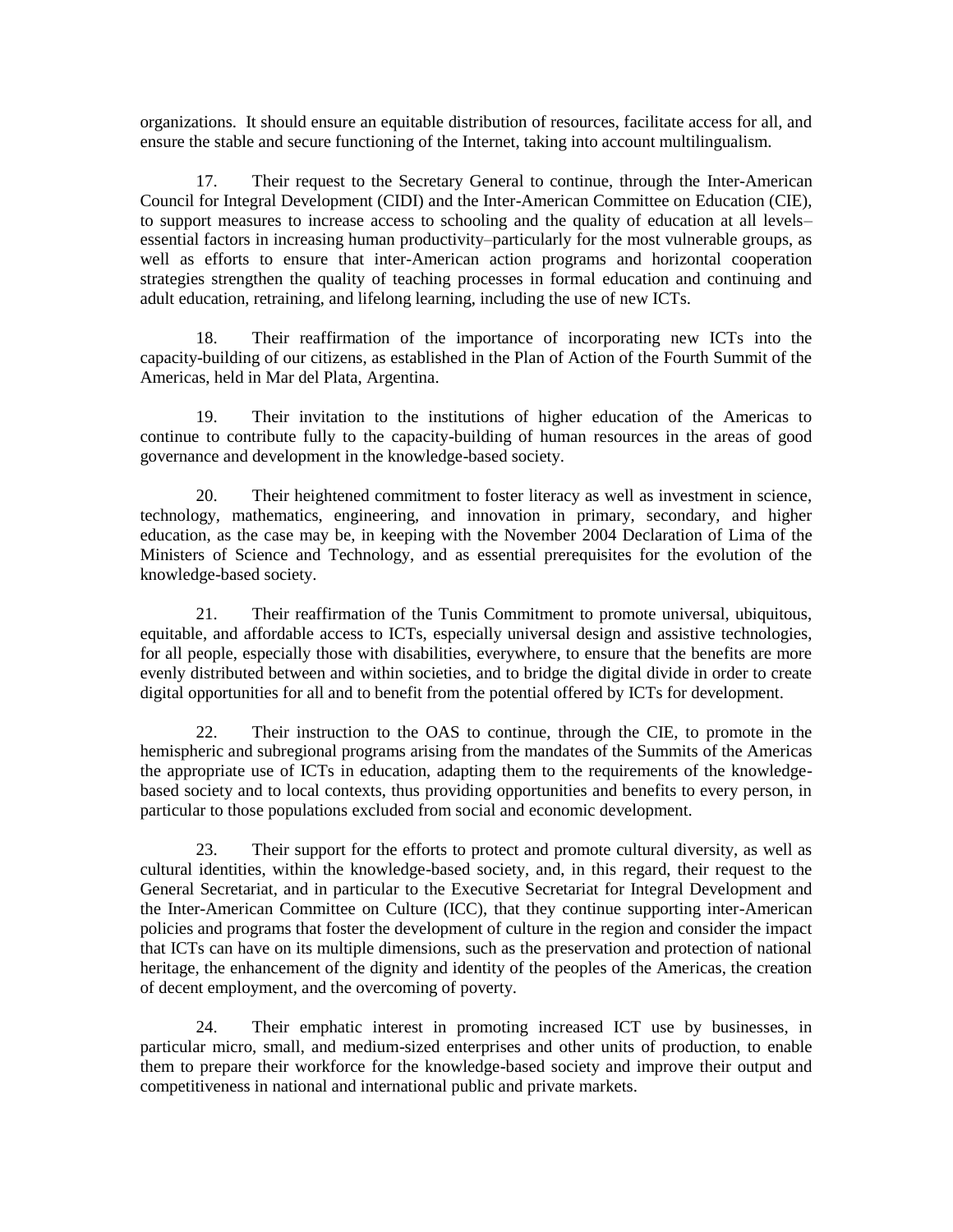organizations. It should ensure an equitable distribution of resources, facilitate access for all, and ensure the stable and secure functioning of the Internet, taking into account multilingualism.

17. Their request to the Secretary General to continue, through the Inter-American Council for Integral Development (CIDI) and the Inter-American Committee on Education (CIE), to support measures to increase access to schooling and the quality of education at all levels–essential factors in increasing human productivity–particularly for the most vulnerable groups, as well as efforts to ensure that inter-American action programs and horizontal cooperation strategies strengthen the quality of teaching processes in formal education and continuing and adult education, retraining, and lifelong learning, including the use of new ICTs.

18. Their reaffirmation of the importance of incorporating new ICTs into the capacity-building of our citizens, as established in the Plan of Action of the Fourth Summit of the Americas, held in Mar del Plata, Argentina.

19. Their invitation to the institutions of higher education of the Americas to continue to contribute fully to the capacity-building of human resources in the areas of good governance and development in the knowledge-based society.

20. Their heightened commitment to foster literacy as well as investment in science, technology, mathematics, engineering, and innovation in primary, secondary, and higher education, as the case may be, in keeping with the November 2004 Declaration of Lima of the Ministers of Science and Technology, and as essential prerequisites for the evolution of the knowledge-based society.

21. Their reaffirmation of the Tunis Commitment to promote universal, ubiquitous, equitable, and affordable access to ICTs, especially universal design and assistive technologies, for all people, especially those with disabilities, everywhere, to ensure that the benefits are more evenly distributed between and within societies, and to bridge the digital divide in order to create digital opportunities for all and to benefit from the potential offered by ICTs for development.

22. Their instruction to the OAS to continue, through the CIE, to promote in the hemispheric and subregional programs arising from the mandates of the Summits of the Americas the appropriate use of ICTs in education, adapting them to the requirements of the knowledge-based society and to local contexts, thus providing opportunities and benefits to every person, in particular to those populations excluded from social and economic development.

23. Their support for the efforts to protect and promote cultural diversity, as well as cultural identities, within the knowledge-based society, and, in this regard, their request to the General Secretariat, and in particular to the Executive Secretariat for Integral Development and the Inter-American Committee on Culture (ICC), that they continue supporting inter-American policies and programs that foster the development of culture in the region and consider the impact that ICTs can have on its multiple dimensions, such as the preservation and protection of national heritage, the enhancement of the dignity and identity of the peoples of the Americas, the creation of decent employment, and the overcoming of poverty.

24. Their emphatic interest in promoting increased ICT use by businesses, in particular micro, small, and medium-sized enterprises and other units of production, to enable them to prepare their workforce for the knowledge-based society and improve their output and competitiveness in national and international public and private markets.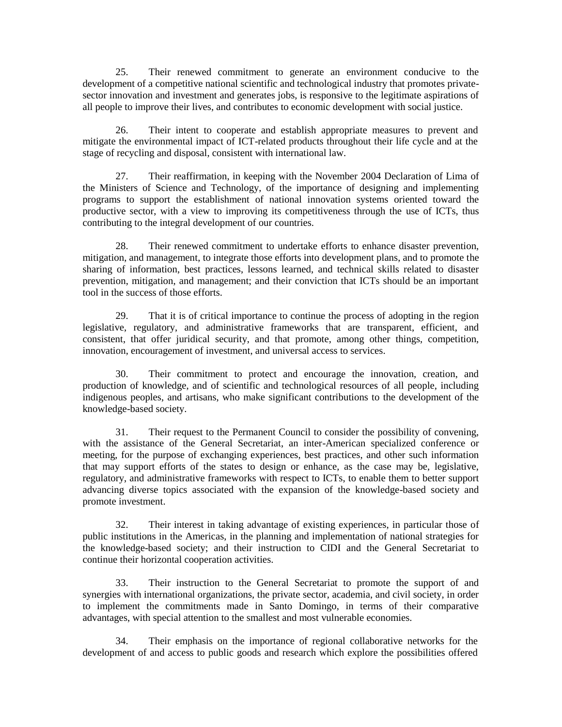25. Their renewed commitment to generate an environment conducive to the development of a competitive national scientific and technological industry that promotes private-sector innovation and investment and generates jobs, is responsive to the legitimate aspirations of all people to improve their lives, and contributes to economic development with social justice.

26. Their intent to cooperate and establish appropriate measures to prevent and mitigate the environmental impact of ICT-related products throughout their life cycle and at the stage of recycling and disposal, consistent with international law.

27. Their reaffirmation, in keeping with the November 2004 Declaration of Lima of the Ministers of Science and Technology, of the importance of designing and implementing programs to support the establishment of national innovation systems oriented toward the productive sector, with a view to improving its competitiveness through the use of ICTs, thus contributing to the integral development of our countries.

28. Their renewed commitment to undertake efforts to enhance disaster prevention, mitigation, and management, to integrate those efforts into development plans, and to promote the sharing of information, best practices, lessons learned, and technical skills related to disaster prevention, mitigation, and management; and their conviction that ICTs should be an important tool in the success of those efforts.

29. That it is of critical importance to continue the process of adopting in the region legislative, regulatory, and administrative frameworks that are transparent, efficient, and consistent, that offer juridical security, and that promote, among other things, competition, innovation, encouragement of investment, and universal access to services.

30. Their commitment to protect and encourage the innovation, creation, and production of knowledge, and of scientific and technological resources of all people, including indigenous peoples, and artisans, who make significant contributions to the development of the knowledge-based society.

31. Their request to the Permanent Council to consider the possibility of convening, with the assistance of the General Secretariat, an inter-American specialized conference or meeting, for the purpose of exchanging experiences, best practices, and other such information that may support efforts of the states to design or enhance, as the case may be, legislative, regulatory, and administrative frameworks with respect to ICTs, to enable them to better support advancing diverse topics associated with the expansion of the knowledge-based society and promote investment.

32. Their interest in taking advantage of existing experiences, in particular those of public institutions in the Americas, in the planning and implementation of national strategies for the knowledge-based society; and their instruction to CIDI and the General Secretariat to continue their horizontal cooperation activities.

33. Their instruction to the General Secretariat to promote the support of and synergies with international organizations, the private sector, academia, and civil society, in order to implement the commitments made in Santo Domingo, in terms of their comparative advantages, with special attention to the smallest and most vulnerable economies.

34. Their emphasis on the importance of regional collaborative networks for the development of and access to public goods and research which explore the possibilities offered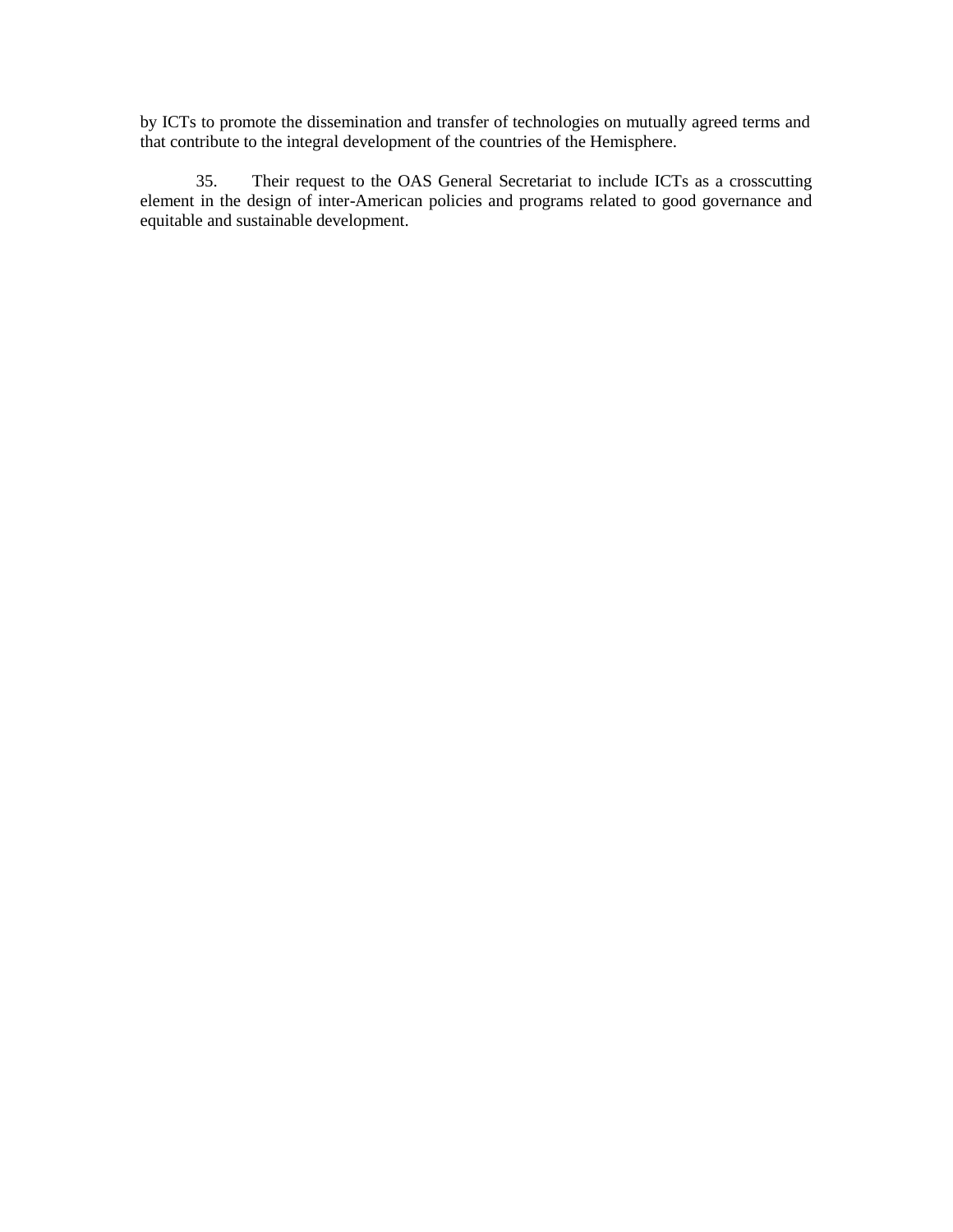by ICTs to promote the dissemination and transfer of technologies on mutually agreed terms and that contribute to the integral development of the countries of the Hemisphere.

35. Their request to the OAS General Secretariat to include ICTs as a crosscutting element in the design of inter-American policies and programs related to good governance and equitable and sustainable development.